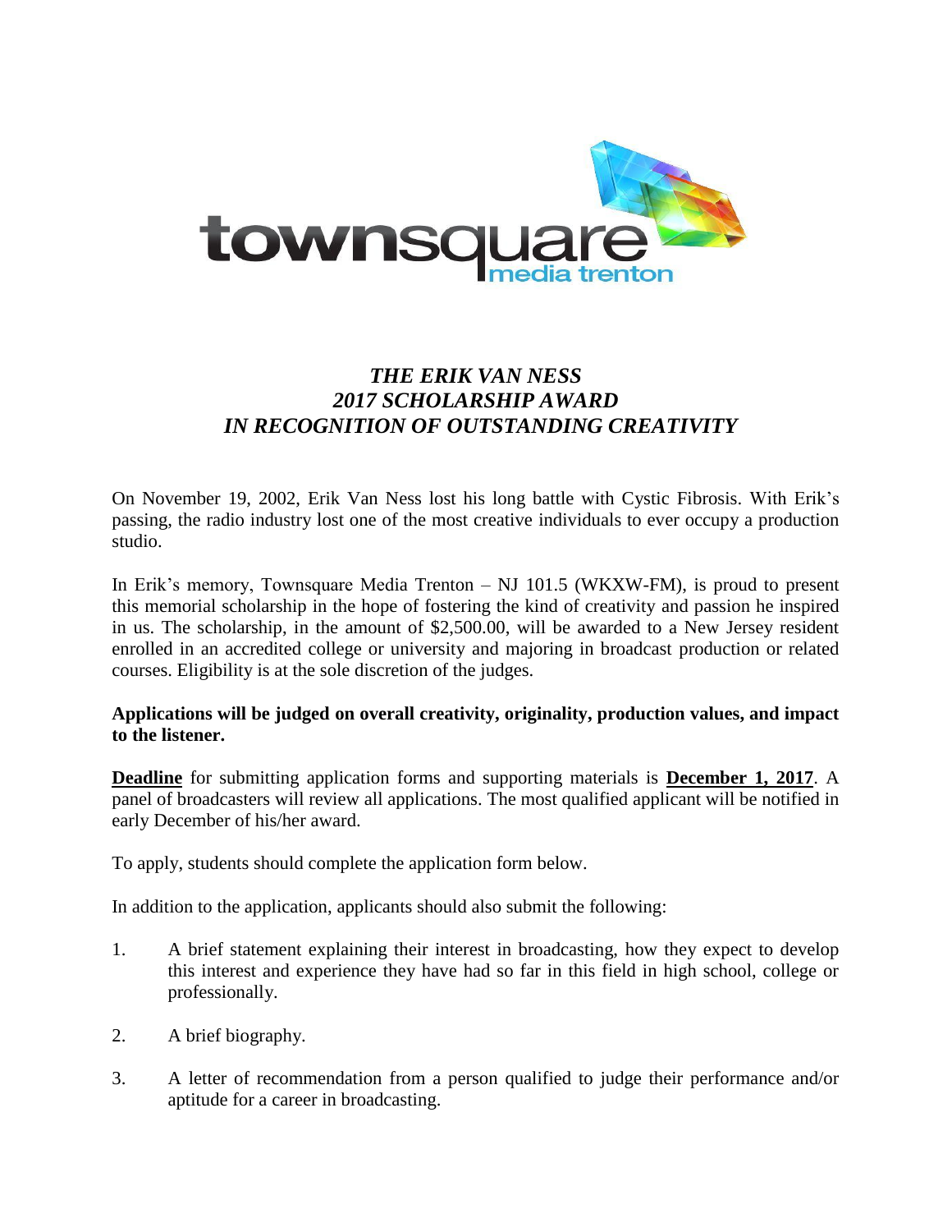townsquare media trenton

# *THE ERIK VAN NESS*
# *2017 SCHOLARSHIP AWARD*
# *IN RECOGNITION OF OUTSTANDING CREATIVITY*

On November 19, 2002, Erik Van Ness lost his long battle with Cystic Fibrosis. With Erik's passing, the radio industry lost one of the most creative individuals to ever occupy a production studio.

In Erik's memory, Townsquare Media Trenton – NJ 101.5 (WKXW-FM), is proud to present this memorial scholarship in the hope of fostering the kind of creativity and passion he inspired in us. The scholarship, in the amount of $2,500.00, will be awarded to a New Jersey resident enrolled in an accredited college or university and majoring in broadcast production or related courses. Eligibility is at the sole discretion of the judges.

**Applications will be judged on overall creativity, originality, production values, and impact to the listener.**

<u>**Deadline**</u> for submitting application forms and supporting materials is <u>**December 1, 2017**</u>. A panel of broadcasters will review all applications. The most qualified applicant will be notified in early December of his/her award.

To apply, students should complete the application form below.

In addition to the application, applicants should also submit the following:

1. A brief statement explaining their interest in broadcasting, how they expect to develop this interest and experience they have had so far in this field in high school, college or professionally.

2. A brief biography.

3. A letter of recommendation from a person qualified to judge their performance and/or aptitude for a career in broadcasting.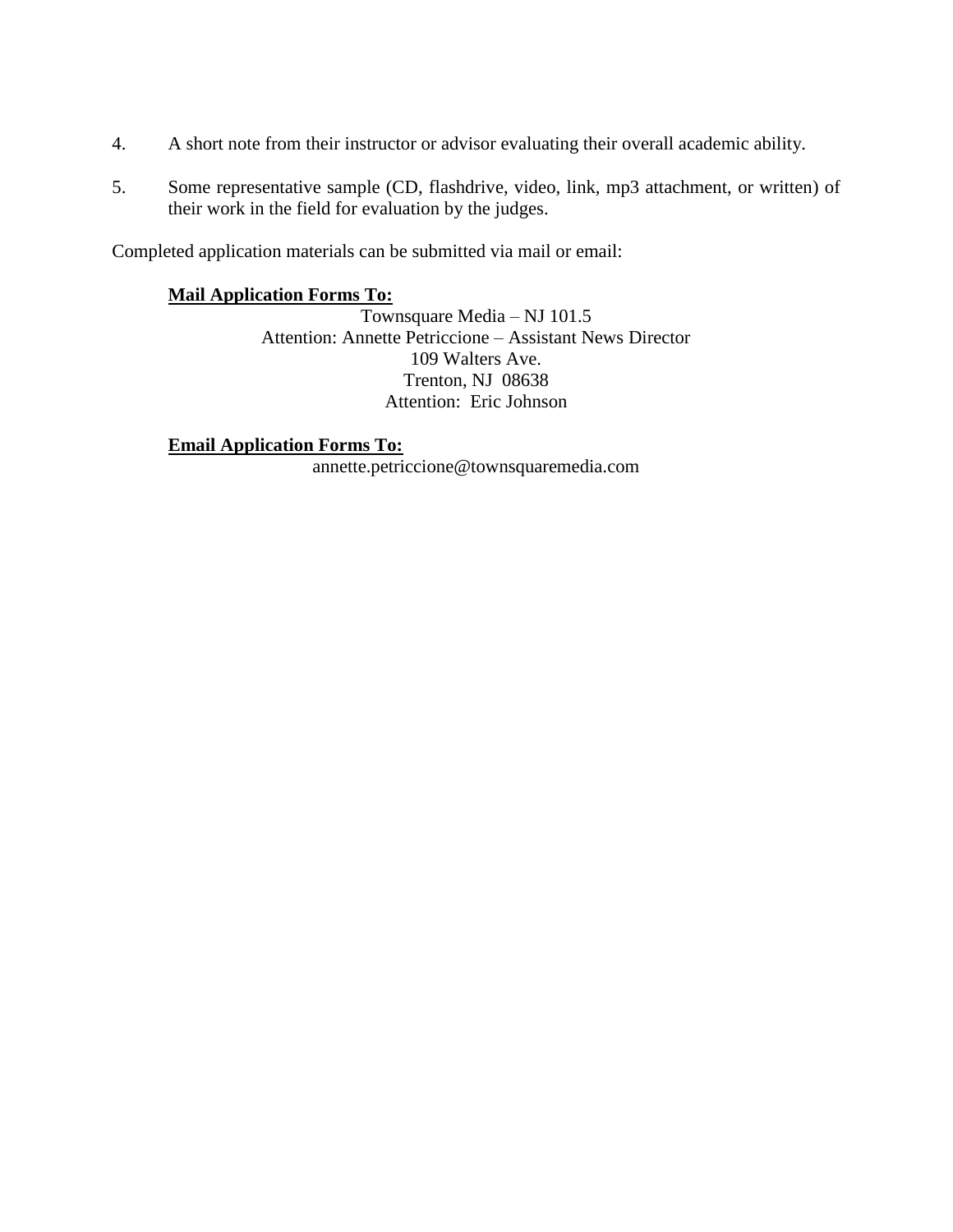4. A short note from their instructor or advisor evaluating their overall academic ability.

5. Some representative sample (CD, flashdrive, video, link, mp3 attachment, or written) of their work in the field for evaluation by the judges.

Completed application materials can be submitted via mail or email:

**<u>Mail Application Forms To:</u>**

Townsquare Media – NJ 101.5
Attention: Annette Petriccione – Assistant News Director
109 Walters Ave.
Trenton, NJ 08638
Attention: Eric Johnson

**<u>Email Application Forms To:</u>**

annette.petriccione@townsquaremedia.com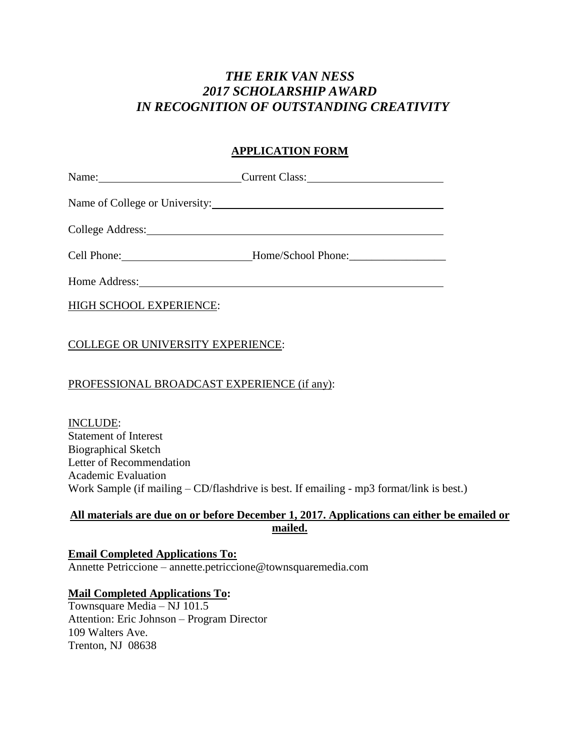# *THE ERIK VAN NESS*
# *2017 SCHOLARSHIP AWARD*
# *IN RECOGNITION OF OUTSTANDING CREATIVITY*

## APPLICATION FORM

Name:\_\_\_\_\_\_\_\_\_\_\_\_\_\_\_\_\_\_\_\_\_\_\_\_\_\_ Current Class:\_\_\_\_\_\_\_\_\_\_\_\_\_\_\_\_\_\_\_\_\_\_\_\_

Name of College or University:\_\_\_\_\_\_\_\_\_\_\_\_\_\_\_\_\_\_\_\_\_\_\_\_\_\_\_\_\_\_\_\_\_\_\_\_\_\_\_\_\_\_

College Address:\_\_\_\_\_\_\_\_\_\_\_\_\_\_\_\_\_\_\_\_\_\_\_\_\_\_\_\_\_\_\_\_\_\_\_\_\_\_\_\_\_\_\_\_\_\_\_\_\_\_\_\_\_\_

Cell Phone:\_\_\_\_\_\_\_\_\_\_\_\_\_\_\_\_\_\_\_\_\_\_\_\_ Home/School Phone:\_\_\_\_\_\_\_\_\_\_\_\_\_\_\_\_\_\_

Home Address:\_\_\_\_\_\_\_\_\_\_\_\_\_\_\_\_\_\_\_\_\_\_\_\_\_\_\_\_\_\_\_\_\_\_\_\_\_\_\_\_\_\_\_\_\_\_\_\_\_\_\_\_\_\_\_\_

<u>HIGH SCHOOL EXPERIENCE</u>:

<u>COLLEGE OR UNIVERSITY EXPERIENCE</u>:

<u>PROFESSIONAL BROADCAST EXPERIENCE (if any)</u>:

<u>INCLUDE</u>:
Statement of Interest
Biographical Sketch
Letter of Recommendation
Academic Evaluation
Work Sample (if mailing – CD/flashdrive is best. If emailing - mp3 format/link is best.)

**<u>All materials are due on or before December 1, 2017. Applications can either be emailed or mailed.</u>**

**<u>Email Completed Applications To:</u>**
Annette Petriccione – annette.petriccione@townsquaremedia.com

**<u>Mail Completed Applications To</u>:**
Townsquare Media – NJ 101.5
Attention: Eric Johnson – Program Director
109 Walters Ave.
Trenton, NJ 08638